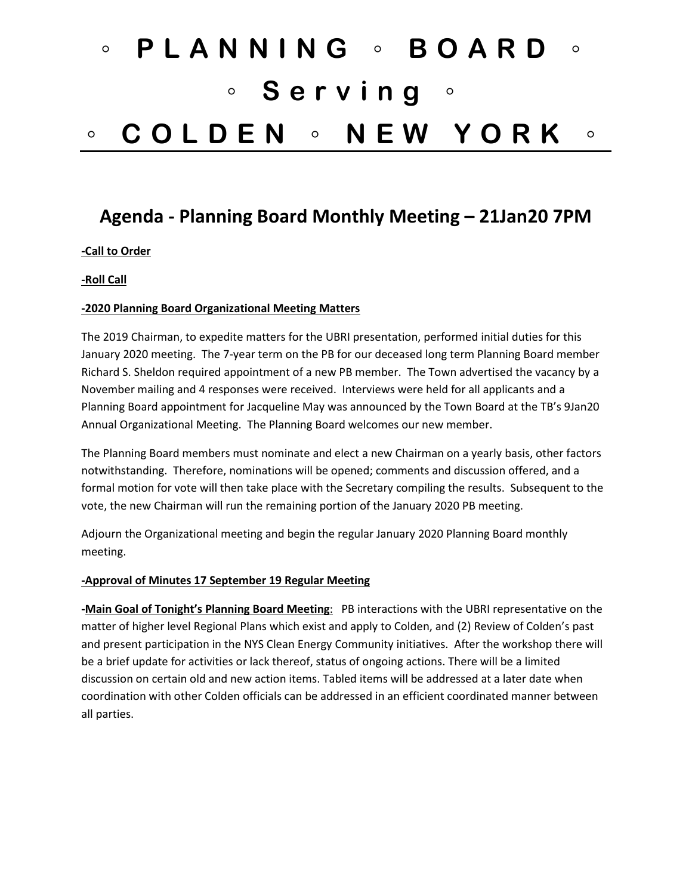# ◦ P L A N N I N G ◦ B O A R D ◦

# ◦ S e r v i n g ◦

# ◦ C O L D E N ◦ N E W Y O R K ◦

## Agenda - Planning Board Monthly Meeting – 21Jan20 7PM

**-Call to Order**

**-Roll Call**

**-2020 Planning Board Organizational Meeting Matters**

The 2019 Chairman, to expedite matters for the UBRI presentation, performed initial duties for this January 2020 meeting. The 7-year term on the PB for our deceased long term Planning Board member Richard S. Sheldon required appointment of a new PB member. The Town advertised the vacancy by a November mailing and 4 responses were received. Interviews were held for all applicants and a Planning Board appointment for Jacqueline May was announced by the Town Board at the TB's 9Jan20 Annual Organizational Meeting. The Planning Board welcomes our new member.

The Planning Board members must nominate and elect a new Chairman on a yearly basis, other factors notwithstanding. Therefore, nominations will be opened; comments and discussion offered, and a formal motion for vote will then take place with the Secretary compiling the results. Subsequent to the vote, the new Chairman will run the remaining portion of the January 2020 PB meeting.

Adjourn the Organizational meeting and begin the regular January 2020 Planning Board monthly meeting.

**-Approval of Minutes 17 September 19 Regular Meeting**

**-Main Goal of Tonight's Planning Board Meeting**: PB interactions with the UBRI representative on the matter of higher level Regional Plans which exist and apply to Colden, and (2) Review of Colden's past and present participation in the NYS Clean Energy Community initiatives. After the workshop there will be a brief update for activities or lack thereof, status of ongoing actions. There will be a limited discussion on certain old and new action items. Tabled items will be addressed at a later date when coordination with other Colden officials can be addressed in an efficient coordinated manner between all parties.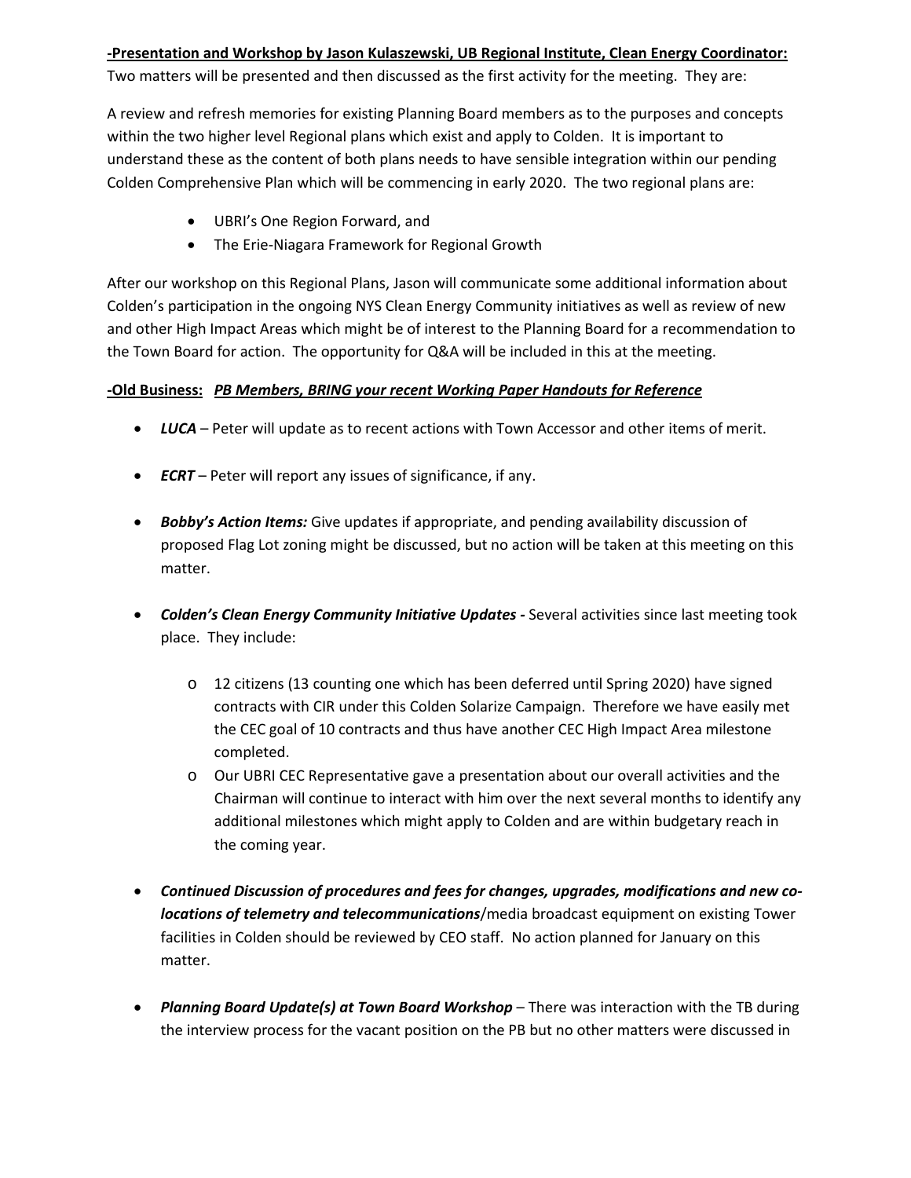**-Presentation and Workshop by Jason Kulaszewski, UB Regional Institute, Clean Energy Coordinator:**
Two matters will be presented and then discussed as the first activity for the meeting. They are:

A review and refresh memories for existing Planning Board members as to the purposes and concepts within the two higher level Regional plans which exist and apply to Colden. It is important to understand these as the content of both plans needs to have sensible integration within our pending Colden Comprehensive Plan which will be commencing in early 2020. The two regional plans are:

- UBRI's One Region Forward, and
- The Erie-Niagara Framework for Regional Growth

After our workshop on this Regional Plans, Jason will communicate some additional information about Colden's participation in the ongoing NYS Clean Energy Community initiatives as well as review of new and other High Impact Areas which might be of interest to the Planning Board for a recommendation to the Town Board for action. The opportunity for Q&A will be included in this at the meeting.

**-Old Business:** ***PB Members, BRING your recent Working Paper Handouts for Reference***

- ***LUCA*** – Peter will update as to recent actions with Town Accessor and other items of merit.
- ***ECRT*** – Peter will report any issues of significance, if any.
- ***Bobby's Action Items:*** Give updates if appropriate, and pending availability discussion of proposed Flag Lot zoning might be discussed, but no action will be taken at this meeting on this matter.
- ***Colden's Clean Energy Community Initiative Updates -*** Several activities since last meeting took place. They include:
    - 12 citizens (13 counting one which has been deferred until Spring 2020) have signed contracts with CIR under this Colden Solarize Campaign. Therefore we have easily met the CEC goal of 10 contracts and thus have another CEC High Impact Area milestone completed.
    - Our UBRI CEC Representative gave a presentation about our overall activities and the Chairman will continue to interact with him over the next several months to identify any additional milestones which might apply to Colden and are within budgetary reach in the coming year.
- ***Continued Discussion of procedures and fees for changes, upgrades, modifications and new co-locations of telemetry and telecommunications***/media broadcast equipment on existing Tower facilities in Colden should be reviewed by CEO staff. No action planned for January on this matter.
- ***Planning Board Update(s) at Town Board Workshop*** – There was interaction with the TB during the interview process for the vacant position on the PB but no other matters were discussed in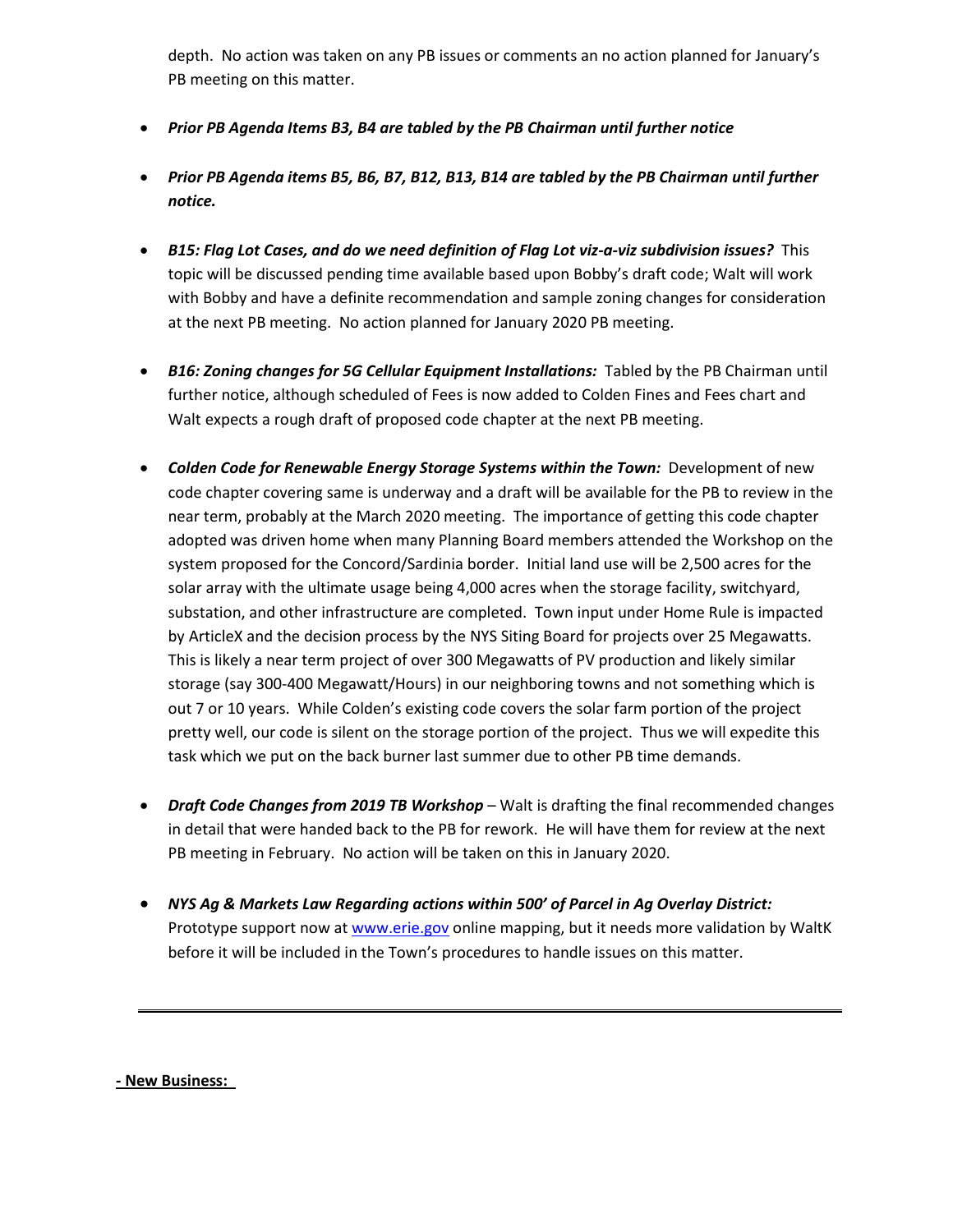depth. No action was taken on any PB issues or comments an no action planned for January's PB meeting on this matter.

- ***Prior PB Agenda Items B3, B4 are tabled by the PB Chairman until further notice***

- ***Prior PB Agenda items B5, B6, B7, B12, B13, B14 are tabled by the PB Chairman until further notice.***

- ***B15: Flag Lot Cases, and do we need definition of Flag Lot viz-a-viz subdivision issues?*** This topic will be discussed pending time available based upon Bobby's draft code; Walt will work with Bobby and have a definite recommendation and sample zoning changes for consideration at the next PB meeting. No action planned for January 2020 PB meeting.

- ***B16: Zoning changes for 5G Cellular Equipment Installations:*** Tabled by the PB Chairman until further notice, although scheduled of Fees is now added to Colden Fines and Fees chart and Walt expects a rough draft of proposed code chapter at the next PB meeting.

- ***Colden Code for Renewable Energy Storage Systems within the Town:*** Development of new code chapter covering same is underway and a draft will be available for the PB to review in the near term, probably at the March 2020 meeting. The importance of getting this code chapter adopted was driven home when many Planning Board members attended the Workshop on the system proposed for the Concord/Sardinia border. Initial land use will be 2,500 acres for the solar array with the ultimate usage being 4,000 acres when the storage facility, switchyard, substation, and other infrastructure are completed. Town input under Home Rule is impacted by ArticleX and the decision process by the NYS Siting Board for projects over 25 Megawatts. This is likely a near term project of over 300 Megawatts of PV production and likely similar storage (say 300-400 Megawatt/Hours) in our neighboring towns and not something which is out 7 or 10 years. While Colden's existing code covers the solar farm portion of the project pretty well, our code is silent on the storage portion of the project. Thus we will expedite this task which we put on the back burner last summer due to other PB time demands.

- ***Draft Code Changes from 2019 TB Workshop*** – Walt is drafting the final recommended changes in detail that were handed back to the PB for rework. He will have them for review at the next PB meeting in February. No action will be taken on this in January 2020.

- ***NYS Ag & Markets Law Regarding actions within 500' of Parcel in Ag Overlay District:*** Prototype support now at [www.erie.gov](http://www.erie.gov) online mapping, but it needs more validation by WaltK before it will be included in the Town's procedures to handle issues on this matter.

---

**- New Business:**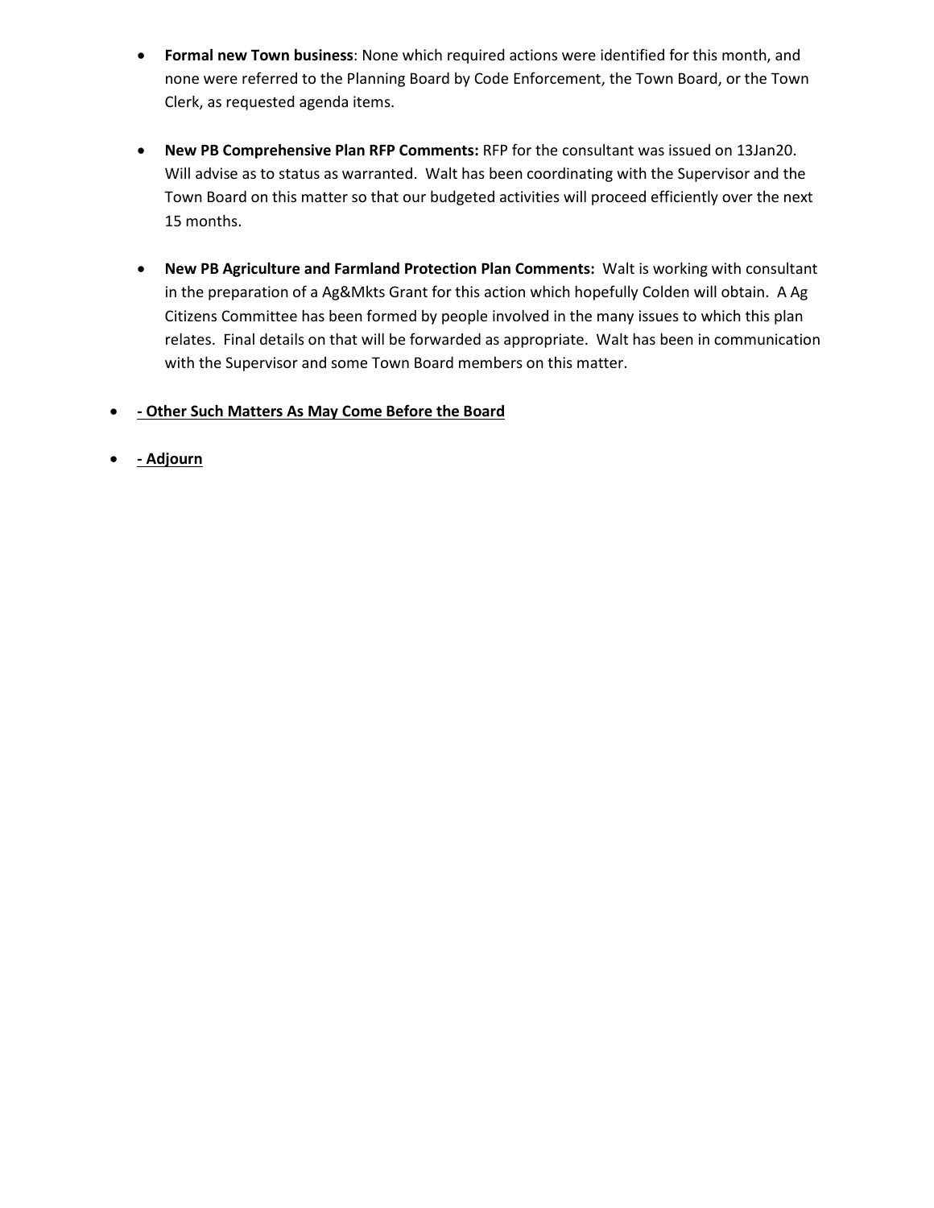- **Formal new Town business**: None which required actions were identified for this month, and none were referred to the Planning Board by Code Enforcement, the Town Board, or the Town Clerk, as requested agenda items.

- **New PB Comprehensive Plan RFP Comments:** RFP for the consultant was issued on 13Jan20. Will advise as to status as warranted. Walt has been coordinating with the Supervisor and the Town Board on this matter so that our budgeted activities will proceed efficiently over the next 15 months.

- **New PB Agriculture and Farmland Protection Plan Comments:** Walt is working with consultant in the preparation of a Ag&Mkts Grant for this action which hopefully Colden will obtain. A Ag Citizens Committee has been formed by people involved in the many issues to which this plan relates. Final details on that will be forwarded as appropriate. Walt has been in communication with the Supervisor and some Town Board members on this matter.

- **- Other Such Matters As May Come Before the Board**

- **- Adjourn**